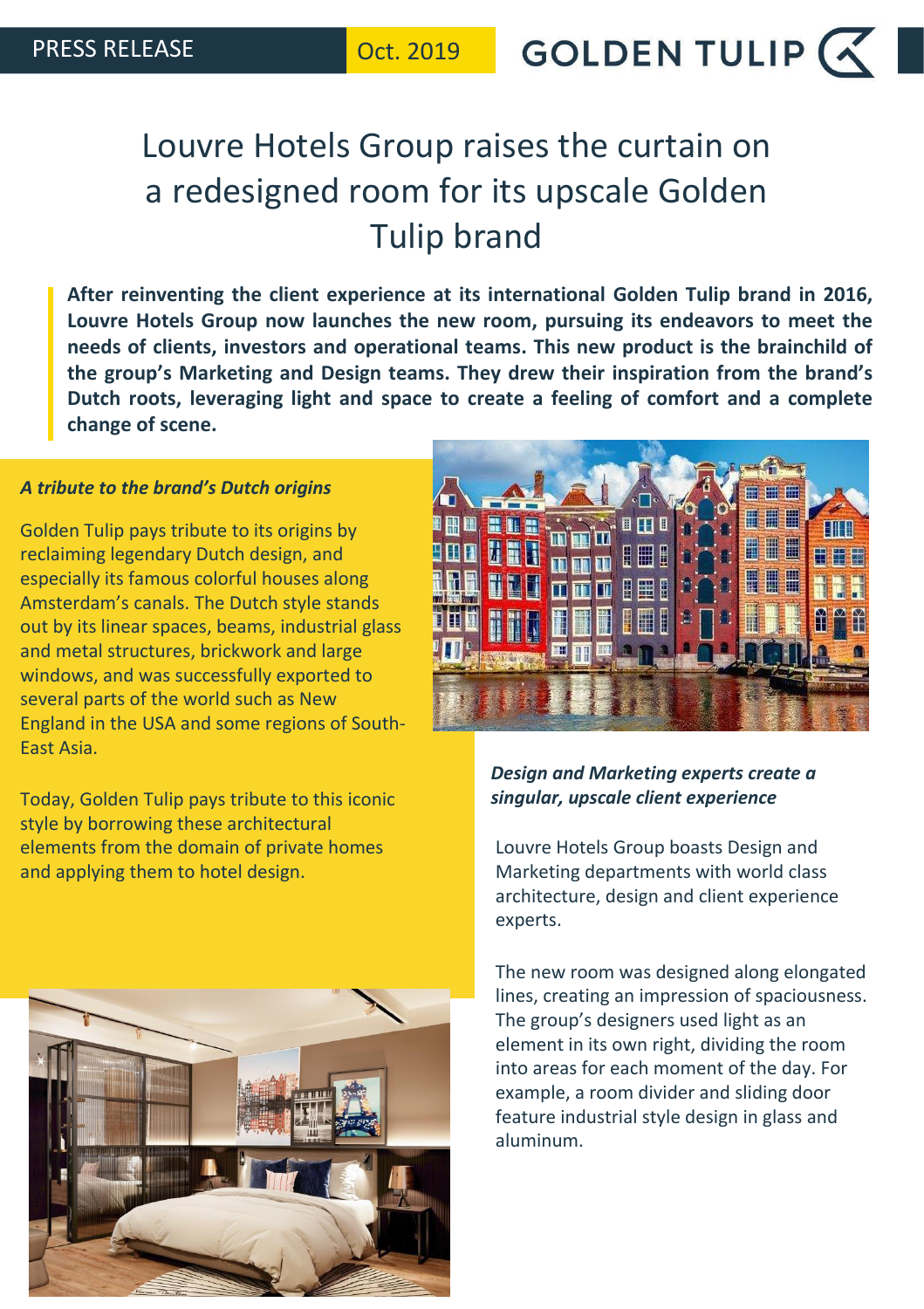PRESS RELEASE Oct. 2019 GOLDEN TULIP

# Louvre Hotels Group raises the curtain on a redesigned room for its upscale Golden Tulip brand

**After reinventing the client experience at its international Golden Tulip brand in 2016, Louvre Hotels Group now launches the new room, pursuing its endeavors to meet the needs of clients, investors and operational teams. This new product is the brainchild of the group's Marketing and Design teams. They drew their inspiration from the brand's Dutch roots, leveraging light and space to create a feeling of comfort and a complete change of scene.**

### *A tribute to the brand's Dutch origins*

Golden Tulip pays tribute to its origins by reclaiming legendary Dutch design, and especially its famous colorful houses along Amsterdam's canals. The Dutch style stands out by its linear spaces, beams, industrial glass and metal structures, brickwork and large windows, and was successfully exported to several parts of the world such as New England in the USA and some regions of South-East Asia.

Today, Golden Tulip pays tribute to this iconic style by borrowing these architectural elements from the domain of private homes and applying them to hotel design.

### *Design and Marketing experts create a singular, upscale client experience*

Louvre Hotels Group boasts Design and Marketing departments with world class architecture, design and client experience experts.

The new room was designed along elongated lines, creating an impression of spaciousness. The group's designers used light as an element in its own right, dividing the room into areas for each moment of the day. For example, a room divider and sliding door feature industrial style design in glass and aluminum.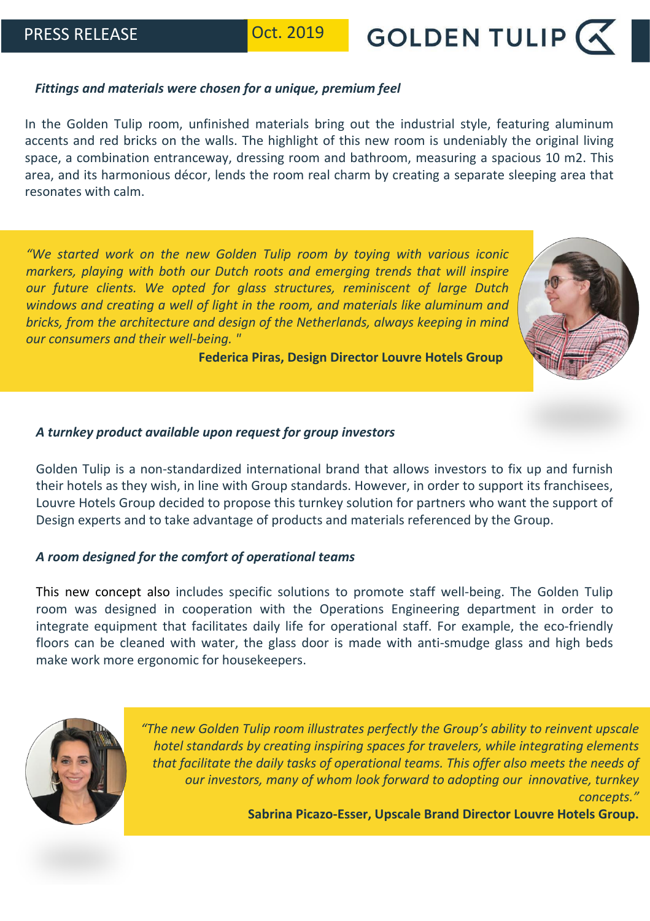### *Fittings and materials were chosen for a unique, premium feel*

In the Golden Tulip room, unfinished materials bring out the industrial style, featuring aluminum accents and red bricks on the walls. The highlight of this new room is undeniably the original living space, a combination entranceway, dressing room and bathroom, measuring a spacious 10 m2. This area, and its harmonious décor, lends the room real charm by creating a separate sleeping area that resonates with calm.

> *"We started work on the new Golden Tulip room by toying with various iconic markers, playing with both our Dutch roots and emerging trends that will inspire our future clients. We opted for glass structures, reminiscent of large Dutch windows and creating a well of light in the room, and materials like aluminum and bricks, from the architecture and design of the Netherlands, always keeping in mind our consumers and their well-being. "*
>
> **Federica Piras, Design Director Louvre Hotels Group**

### *A turnkey product available upon request for group investors*

Golden Tulip is a non-standardized international brand that allows investors to fix up and furnish their hotels as they wish, in line with Group standards. However, in order to support its franchisees, Louvre Hotels Group decided to propose this turnkey solution for partners who want the support of Design experts and to take advantage of products and materials referenced by the Group.

### *A room designed for the comfort of operational teams*

This new concept also includes specific solutions to promote staff well-being. The Golden Tulip room was designed in cooperation with the Operations Engineering department in order to integrate equipment that facilitates daily life for operational staff. For example, the eco-friendly floors can be cleaned with water, the glass door is made with anti-smudge glass and high beds make work more ergonomic for housekeepers.

> *"The new Golden Tulip room illustrates perfectly the Group's ability to reinvent upscale hotel standards by creating inspiring spaces for travelers, while integrating elements that facilitate the daily tasks of operational teams. This offer also meets the needs of our investors, many of whom look forward to adopting our innovative, turnkey concepts."*
>
> **Sabrina Picazo-Esser, Upscale Brand Director Louvre Hotels Group.**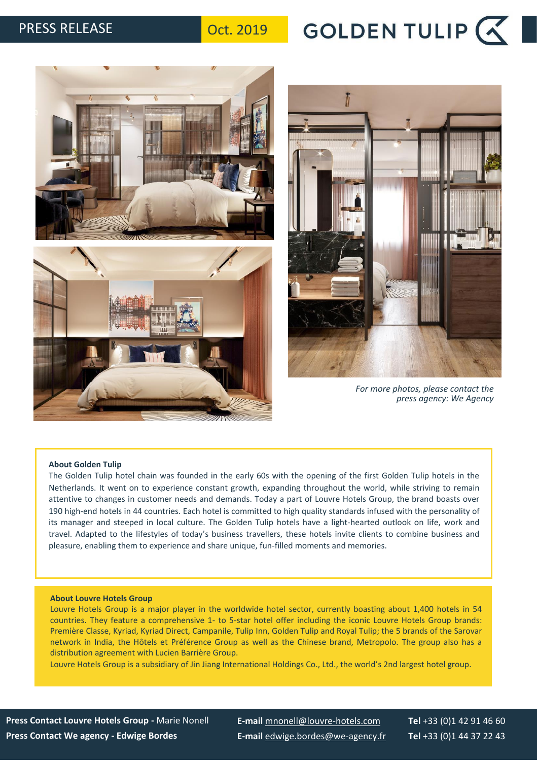For more photos, please contact the press agency: We Agency

**About Golden Tulip**

The Golden Tulip hotel chain was founded in the early 60s with the opening of the first Golden Tulip hotels in the Netherlands. It went on to experience constant growth, expanding throughout the world, while striving to remain attentive to changes in customer needs and demands. Today a part of Louvre Hotels Group, the brand boasts over 190 high-end hotels in 44 countries. Each hotel is committed to high quality standards infused with the personality of its manager and steeped in local culture. The Golden Tulip hotels have a light-hearted outlook on life, work and travel. Adapted to the lifestyles of today's business travellers, these hotels invite clients to combine business and pleasure, enabling them to experience and share unique, fun-filled moments and memories.

**About Louvre Hotels Group**

Louvre Hotels Group is a major player in the worldwide hotel sector, currently boasting about 1,400 hotels in 54 countries. They feature a comprehensive 1- to 5-star hotel offer including the iconic Louvre Hotels Group brands: Première Classe, Kyriad, Kyriad Direct, Campanile, Tulip Inn, Golden Tulip and Royal Tulip; the 5 brands of the Sarovar network in India, the Hôtels et Préférence Group as well as the Chinese brand, Metropolo. The group also has a distribution agreement with Lucien Barrière Group.

Louvre Hotels Group is a subsidiary of Jin Jiang International Holdings Co., Ltd., the world's 2nd largest hotel group.

**Press Contact Louvre Hotels Group -** Marie Nonell — **E-mail** mnonell@louvre-hotels.com — **Tel** +33 (0)1 42 91 46 60

**Press Contact We agency - Edwige Bordes** — **E-mail** edwige.bordes@we-agency.fr — **Tel** +33 (0)1 44 37 22 43